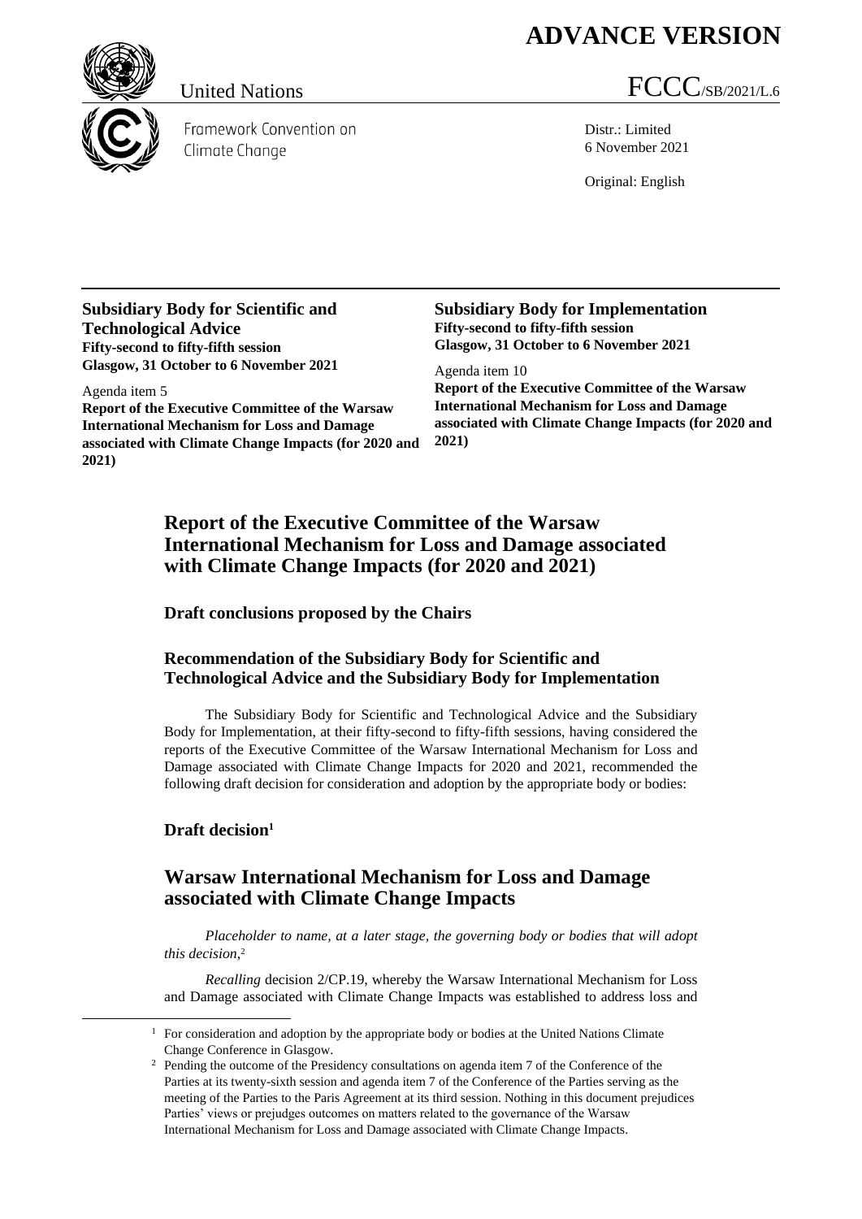# ADVANCE VERSION

United Nations

Framework Convention on Climate Change

FCCC/SB/2021/L.6

Distr.: Limited
6 November 2021

Original: English

**Subsidiary Body for Scientific and Technological Advice**
**Fifty-second to fifty-fifth session**
**Glasgow, 31 October to 6 November 2021**

Agenda item 5
**Report of the Executive Committee of the Warsaw International Mechanism for Loss and Damage associated with Climate Change Impacts (for 2020 and 2021)**

**Subsidiary Body for Implementation**
**Fifty-second to fifty-fifth session**
**Glasgow, 31 October to 6 November 2021**

Agenda item 10
**Report of the Executive Committee of the Warsaw International Mechanism for Loss and Damage associated with Climate Change Impacts (for 2020 and 2021)**

## Report of the Executive Committee of the Warsaw International Mechanism for Loss and Damage associated with Climate Change Impacts (for 2020 and 2021)

### Draft conclusions proposed by the Chairs

### Recommendation of the Subsidiary Body for Scientific and Technological Advice and the Subsidiary Body for Implementation

The Subsidiary Body for Scientific and Technological Advice and the Subsidiary Body for Implementation, at their fifty-second to fifty-fifth sessions, having considered the reports of the Executive Committee of the Warsaw International Mechanism for Loss and Damage associated with Climate Change Impacts for 2020 and 2021, recommended the following draft decision for consideration and adoption by the appropriate body or bodies:

### Draft decision[1]

## Warsaw International Mechanism for Loss and Damage associated with Climate Change Impacts

*Placeholder to name, at a later stage, the governing body or bodies that will adopt this decision,*[2]

*Recalling* decision 2/CP.19, whereby the Warsaw International Mechanism for Loss and Damage associated with Climate Change Impacts was established to address loss and

---

[1] For consideration and adoption by the appropriate body or bodies at the United Nations Climate Change Conference in Glasgow.

[2] Pending the outcome of the Presidency consultations on agenda item 7 of the Conference of the Parties at its twenty-sixth session and agenda item 7 of the Conference of the Parties serving as the meeting of the Parties to the Paris Agreement at its third session. Nothing in this document prejudices Parties' views or prejudges outcomes on matters related to the governance of the Warsaw International Mechanism for Loss and Damage associated with Climate Change Impacts.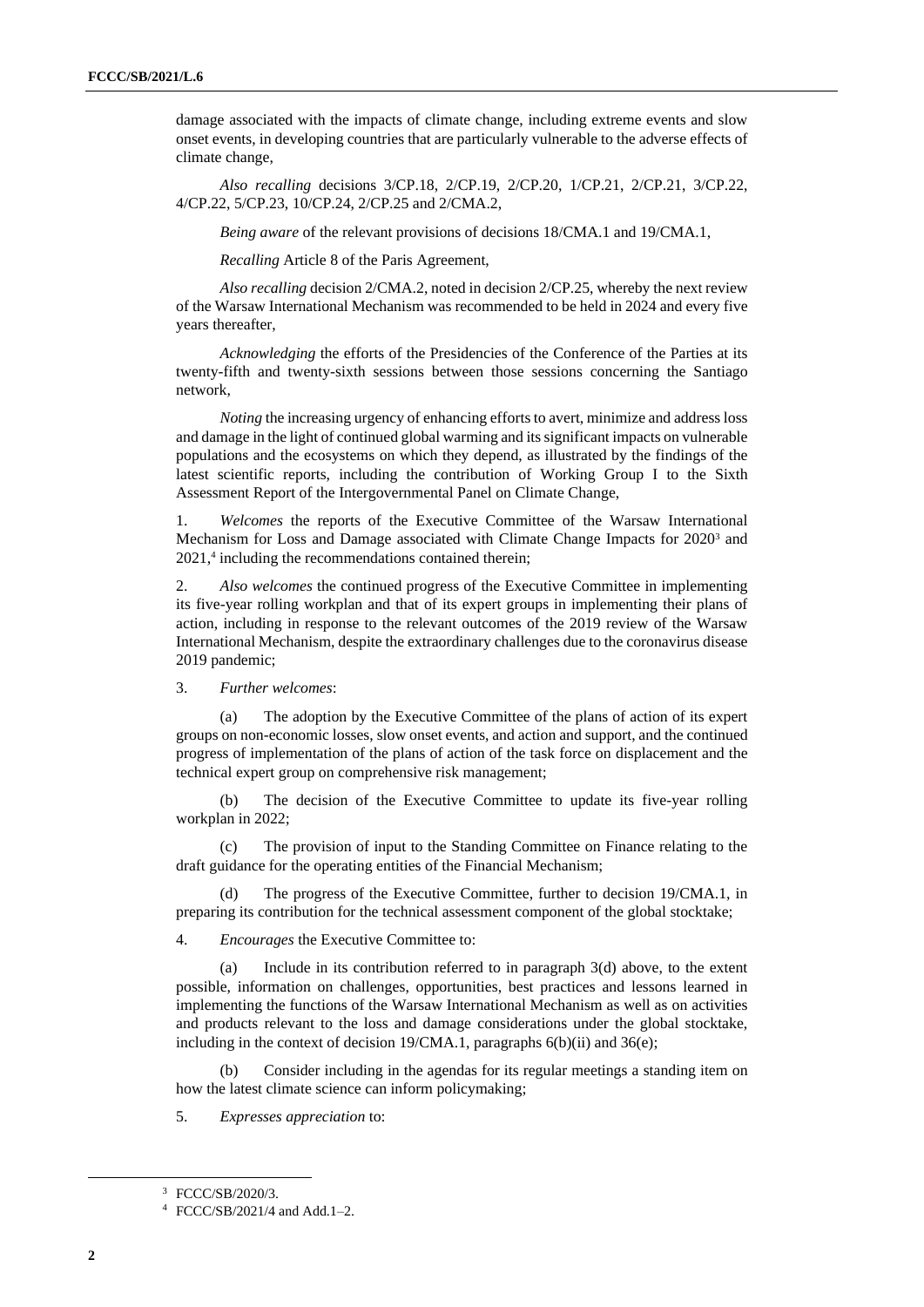damage associated with the impacts of climate change, including extreme events and slow onset events, in developing countries that are particularly vulnerable to the adverse effects of climate change,

*Also recalling* decisions 3/CP.18, 2/CP.19, 2/CP.20, 1/CP.21, 2/CP.21, 3/CP.22, 4/CP.22, 5/CP.23, 10/CP.24, 2/CP.25 and 2/CMA.2,

*Being aware* of the relevant provisions of decisions 18/CMA.1 and 19/CMA.1,

*Recalling* Article 8 of the Paris Agreement,

*Also recalling* decision 2/CMA.2, noted in decision 2/CP.25, whereby the next review of the Warsaw International Mechanism was recommended to be held in 2024 and every five years thereafter,

*Acknowledging* the efforts of the Presidencies of the Conference of the Parties at its twenty-fifth and twenty-sixth sessions between those sessions concerning the Santiago network,

*Noting* the increasing urgency of enhancing efforts to avert, minimize and address loss and damage in the light of continued global warming and its significant impacts on vulnerable populations and the ecosystems on which they depend, as illustrated by the findings of the latest scientific reports, including the contribution of Working Group I to the Sixth Assessment Report of the Intergovernmental Panel on Climate Change,

1. *Welcomes* the reports of the Executive Committee of the Warsaw International Mechanism for Loss and Damage associated with Climate Change Impacts for 2020[3] and 2021,[4] including the recommendations contained therein;

2. *Also welcomes* the continued progress of the Executive Committee in implementing its five-year rolling workplan and that of its expert groups in implementing their plans of action, including in response to the relevant outcomes of the 2019 review of the Warsaw International Mechanism, despite the extraordinary challenges due to the coronavirus disease 2019 pandemic;

3. *Further welcomes*:

(a) The adoption by the Executive Committee of the plans of action of its expert groups on non-economic losses, slow onset events, and action and support, and the continued progress of implementation of the plans of action of the task force on displacement and the technical expert group on comprehensive risk management;

(b) The decision of the Executive Committee to update its five-year rolling workplan in 2022;

(c) The provision of input to the Standing Committee on Finance relating to the draft guidance for the operating entities of the Financial Mechanism;

(d) The progress of the Executive Committee, further to decision 19/CMA.1, in preparing its contribution for the technical assessment component of the global stocktake;

4. *Encourages* the Executive Committee to:

(a) Include in its contribution referred to in paragraph 3(d) above, to the extent possible, information on challenges, opportunities, best practices and lessons learned in implementing the functions of the Warsaw International Mechanism as well as on activities and products relevant to the loss and damage considerations under the global stocktake, including in the context of decision 19/CMA.1, paragraphs 6(b)(ii) and 36(e);

(b) Consider including in the agendas for its regular meetings a standing item on how the latest climate science can inform policymaking;

5. *Expresses appreciation* to:

---

[3] FCCC/SB/2020/3.

[4] FCCC/SB/2021/4 and Add.1–2.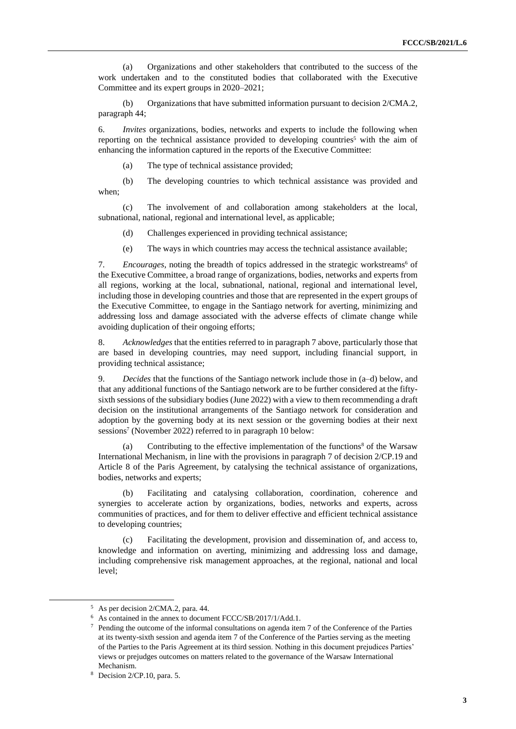(a) Organizations and other stakeholders that contributed to the success of the work undertaken and to the constituted bodies that collaborated with the Executive Committee and its expert groups in 2020–2021;

(b) Organizations that have submitted information pursuant to decision 2/CMA.2, paragraph 44;

6. *Invites* organizations, bodies, networks and experts to include the following when reporting on the technical assistance provided to developing countries[5] with the aim of enhancing the information captured in the reports of the Executive Committee:

(a) The type of technical assistance provided;

(b) The developing countries to which technical assistance was provided and when;

(c) The involvement of and collaboration among stakeholders at the local, subnational, national, regional and international level, as applicable;

(d) Challenges experienced in providing technical assistance;

(e) The ways in which countries may access the technical assistance available;

7. *Encourages*, noting the breadth of topics addressed in the strategic workstreams[6] of the Executive Committee, a broad range of organizations, bodies, networks and experts from all regions, working at the local, subnational, national, regional and international level, including those in developing countries and those that are represented in the expert groups of the Executive Committee, to engage in the Santiago network for averting, minimizing and addressing loss and damage associated with the adverse effects of climate change while avoiding duplication of their ongoing efforts;

8. *Acknowledges* that the entities referred to in paragraph 7 above, particularly those that are based in developing countries, may need support, including financial support, in providing technical assistance;

9. *Decides* that the functions of the Santiago network include those in (a–d) below, and that any additional functions of the Santiago network are to be further considered at the fifty-sixth sessions of the subsidiary bodies (June 2022) with a view to them recommending a draft decision on the institutional arrangements of the Santiago network for consideration and adoption by the governing body at its next session or the governing bodies at their next sessions[7] (November 2022) referred to in paragraph 10 below:

(a) Contributing to the effective implementation of the functions[8] of the Warsaw International Mechanism, in line with the provisions in paragraph 7 of decision 2/CP.19 and Article 8 of the Paris Agreement, by catalysing the technical assistance of organizations, bodies, networks and experts;

(b) Facilitating and catalysing collaboration, coordination, coherence and synergies to accelerate action by organizations, bodies, networks and experts, across communities of practices, and for them to deliver effective and efficient technical assistance to developing countries;

(c) Facilitating the development, provision and dissemination of, and access to, knowledge and information on averting, minimizing and addressing loss and damage, including comprehensive risk management approaches, at the regional, national and local level;

---

[5] As per decision 2/CMA.2, para. 44.

[6] As contained in the annex to document FCCC/SB/2017/1/Add.1.

[7] Pending the outcome of the informal consultations on agenda item 7 of the Conference of the Parties at its twenty-sixth session and agenda item 7 of the Conference of the Parties serving as the meeting of the Parties to the Paris Agreement at its third session. Nothing in this document prejudices Parties' views or prejudges outcomes on matters related to the governance of the Warsaw International Mechanism.

[8] Decision 2/CP.10, para. 5.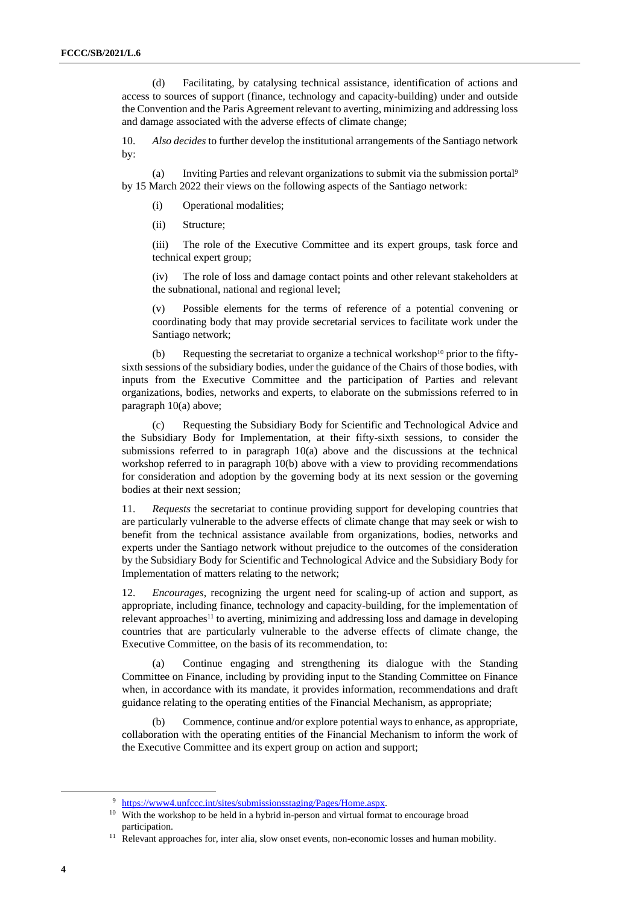(d) Facilitating, by catalysing technical assistance, identification of actions and access to sources of support (finance, technology and capacity-building) under and outside the Convention and the Paris Agreement relevant to averting, minimizing and addressing loss and damage associated with the adverse effects of climate change;

10. *Also decides* to further develop the institutional arrangements of the Santiago network by:

(a) Inviting Parties and relevant organizations to submit via the submission portal[9] by 15 March 2022 their views on the following aspects of the Santiago network:

(i) Operational modalities;

(ii) Structure;

(iii) The role of the Executive Committee and its expert groups, task force and technical expert group;

(iv) The role of loss and damage contact points and other relevant stakeholders at the subnational, national and regional level;

(v) Possible elements for the terms of reference of a potential convening or coordinating body that may provide secretarial services to facilitate work under the Santiago network;

(b) Requesting the secretariat to organize a technical workshop[10] prior to the fifty-sixth sessions of the subsidiary bodies, under the guidance of the Chairs of those bodies, with inputs from the Executive Committee and the participation of Parties and relevant organizations, bodies, networks and experts, to elaborate on the submissions referred to in paragraph 10(a) above;

(c) Requesting the Subsidiary Body for Scientific and Technological Advice and the Subsidiary Body for Implementation, at their fifty-sixth sessions, to consider the submissions referred to in paragraph 10(a) above and the discussions at the technical workshop referred to in paragraph 10(b) above with a view to providing recommendations for consideration and adoption by the governing body at its next session or the governing bodies at their next session;

11. *Requests* the secretariat to continue providing support for developing countries that are particularly vulnerable to the adverse effects of climate change that may seek or wish to benefit from the technical assistance available from organizations, bodies, networks and experts under the Santiago network without prejudice to the outcomes of the consideration by the Subsidiary Body for Scientific and Technological Advice and the Subsidiary Body for Implementation of matters relating to the network;

12. *Encourages*, recognizing the urgent need for scaling-up of action and support, as appropriate, including finance, technology and capacity-building, for the implementation of relevant approaches[11] to averting, minimizing and addressing loss and damage in developing countries that are particularly vulnerable to the adverse effects of climate change, the Executive Committee, on the basis of its recommendation, to:

(a) Continue engaging and strengthening its dialogue with the Standing Committee on Finance, including by providing input to the Standing Committee on Finance when, in accordance with its mandate, it provides information, recommendations and draft guidance relating to the operating entities of the Financial Mechanism, as appropriate;

(b) Commence, continue and/or explore potential ways to enhance, as appropriate, collaboration with the operating entities of the Financial Mechanism to inform the work of the Executive Committee and its expert group on action and support;

---

[9] https://www4.unfccc.int/sites/submissionsstaging/Pages/Home.aspx.

[10] With the workshop to be held in a hybrid in-person and virtual format to encourage broad participation.

[11] Relevant approaches for, inter alia, slow onset events, non-economic losses and human mobility.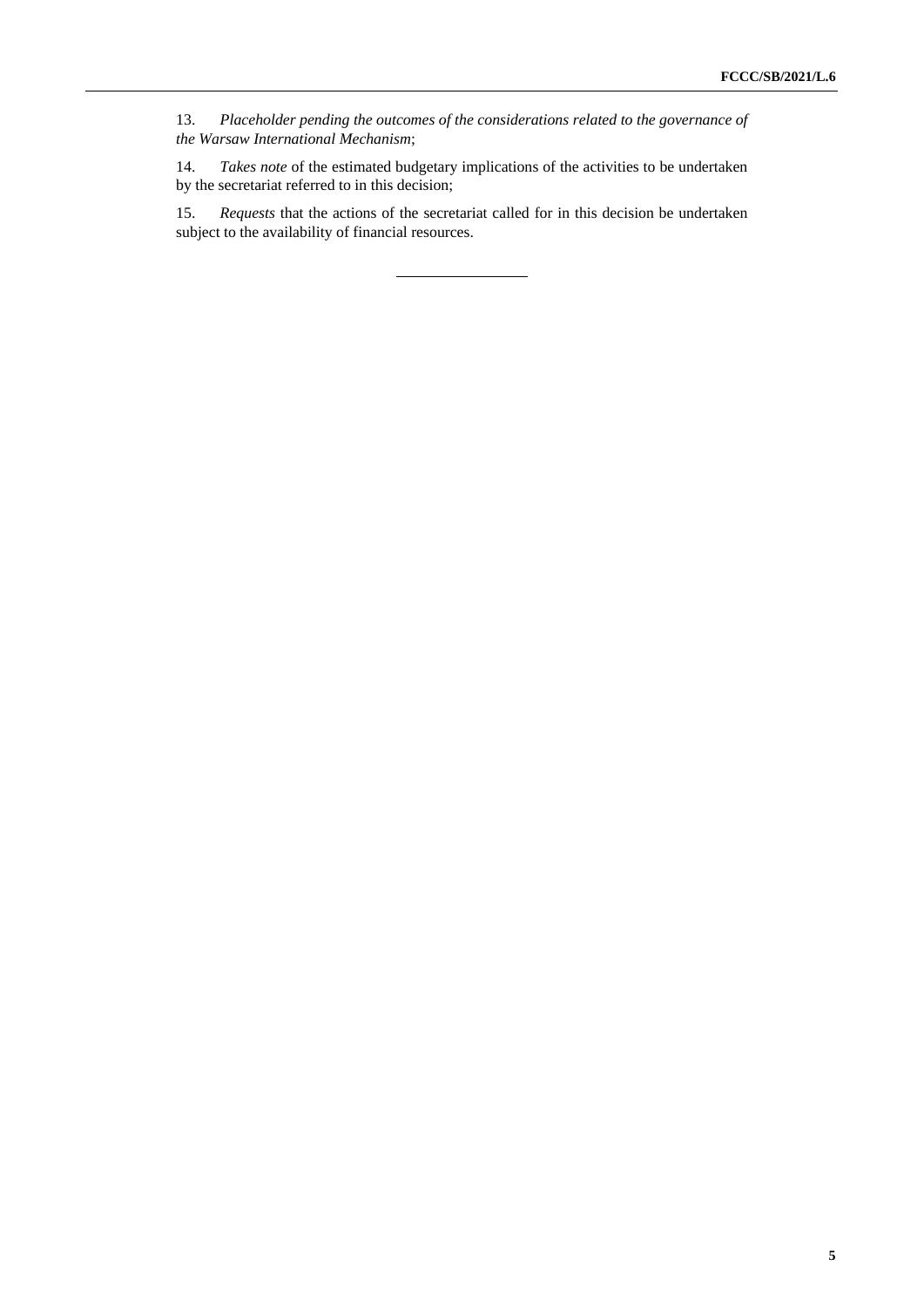13. *Placeholder pending the outcomes of the considerations related to the governance of the Warsaw International Mechanism*;

14. *Takes note* of the estimated budgetary implications of the activities to be undertaken by the secretariat referred to in this decision;

15. *Requests* that the actions of the secretariat called for in this decision be undertaken subject to the availability of financial resources.